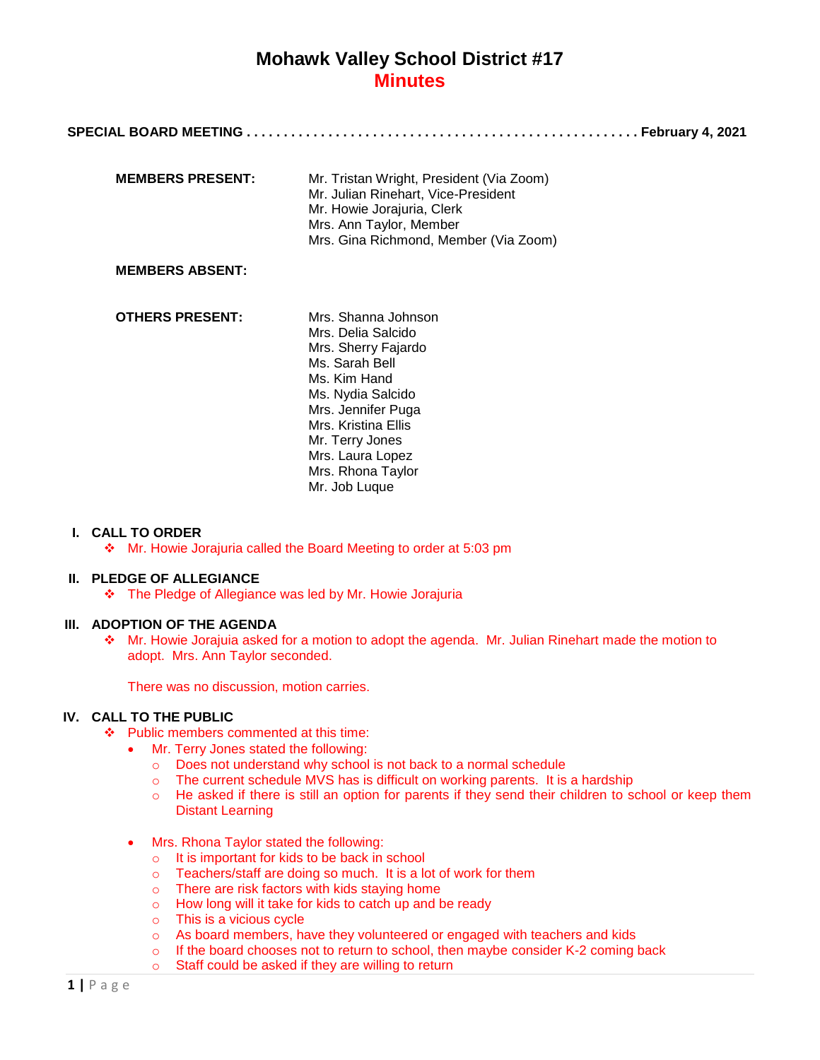# Mohawk Valley School District #17

## Minutes

**SPECIAL BOARD MEETING . . . . . . . . . . . . . . . . . . . . . . . . . . . . . . . . . . . . . . . . . . . . . . . . . . . . February 4, 2021**

**MEMBERS PRESENT:**
Mr. Tristan Wright, President (Via Zoom)
Mr. Julian Rinehart, Vice-President
Mr. Howie Jorajuria, Clerk
Mrs. Ann Taylor, Member
Mrs. Gina Richmond, Member (Via Zoom)

**MEMBERS ABSENT:**

**OTHERS PRESENT:**
Mrs. Shanna Johnson
Mrs. Delia Salcido
Mrs. Sherry Fajardo
Ms. Sarah Bell
Ms. Kim Hand
Ms. Nydia Salcido
Mrs. Jennifer Puga
Mrs. Kristina Ellis
Mr. Terry Jones
Mrs. Laura Lopez
Mrs. Rhona Taylor
Mr. Job Luque

### I. CALL TO ORDER

- Mr. Howie Jorajuria called the Board Meeting to order at 5:03 pm

### II. PLEDGE OF ALLEGIANCE

- The Pledge of Allegiance was led by Mr. Howie Jorajuria

### III. ADOPTION OF THE AGENDA

- Mr. Howie Jorajuia asked for a motion to adopt the agenda. Mr. Julian Rinehart made the motion to adopt. Mrs. Ann Taylor seconded.

  There was no discussion, motion carries.

### IV. CALL TO THE PUBLIC

- Public members commented at this time:
  - Mr. Terry Jones stated the following:
    - Does not understand why school is not back to a normal schedule
    - The current schedule MVS has is difficult on working parents. It is a hardship
    - He asked if there is still an option for parents if they send their children to school or keep them Distant Learning
  - Mrs. Rhona Taylor stated the following:
    - It is important for kids to be back in school
    - Teachers/staff are doing so much. It is a lot of work for them
    - There are risk factors with kids staying home
    - How long will it take for kids to catch up and be ready
    - This is a vicious cycle
    - As board members, have they volunteered or engaged with teachers and kids
    - If the board chooses not to return to school, then maybe consider K-2 coming back
    - Staff could be asked if they are willing to return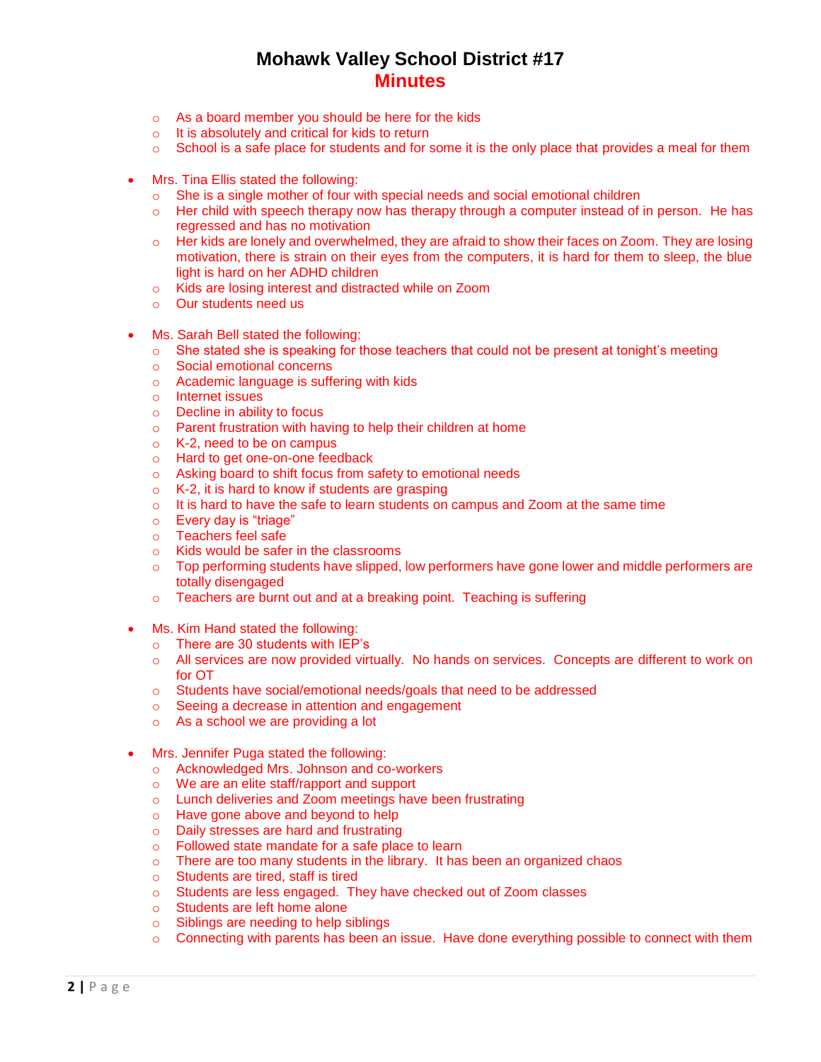# Mohawk Valley School District #17
## Minutes

  - As a board member you should be here for the kids
  - It is absolutely and critical for kids to return
  - School is a safe place for students and for some it is the only place that provides a meal for them

- Mrs. Tina Ellis stated the following:
  - She is a single mother of four with special needs and social emotional children
  - Her child with speech therapy now has therapy through a computer instead of in person. He has regressed and has no motivation
  - Her kids are lonely and overwhelmed, they are afraid to show their faces on Zoom. They are losing motivation, there is strain on their eyes from the computers, it is hard for them to sleep, the blue light is hard on her ADHD children
  - Kids are losing interest and distracted while on Zoom
  - Our students need us

- Ms. Sarah Bell stated the following:
  - She stated she is speaking for those teachers that could not be present at tonight's meeting
  - Social emotional concerns
  - Academic language is suffering with kids
  - Internet issues
  - Decline in ability to focus
  - Parent frustration with having to help their children at home
  - K-2, need to be on campus
  - Hard to get one-on-one feedback
  - Asking board to shift focus from safety to emotional needs
  - K-2, it is hard to know if students are grasping
  - It is hard to have the safe to learn students on campus and Zoom at the same time
  - Every day is "triage"
  - Teachers feel safe
  - Kids would be safer in the classrooms
  - Top performing students have slipped, low performers have gone lower and middle performers are totally disengaged
  - Teachers are burnt out and at a breaking point. Teaching is suffering

- Ms. Kim Hand stated the following:
  - There are 30 students with IEP's
  - All services are now provided virtually. No hands on services. Concepts are different to work on for OT
  - Students have social/emotional needs/goals that need to be addressed
  - Seeing a decrease in attention and engagement
  - As a school we are providing a lot

- Mrs. Jennifer Puga stated the following:
  - Acknowledged Mrs. Johnson and co-workers
  - We are an elite staff/rapport and support
  - Lunch deliveries and Zoom meetings have been frustrating
  - Have gone above and beyond to help
  - Daily stresses are hard and frustrating
  - Followed state mandate for a safe place to learn
  - There are too many students in the library. It has been an organized chaos
  - Students are tired, staff is tired
  - Students are less engaged. They have checked out of Zoom classes
  - Students are left home alone
  - Siblings are needing to help siblings
  - Connecting with parents has been an issue. Have done everything possible to connect with them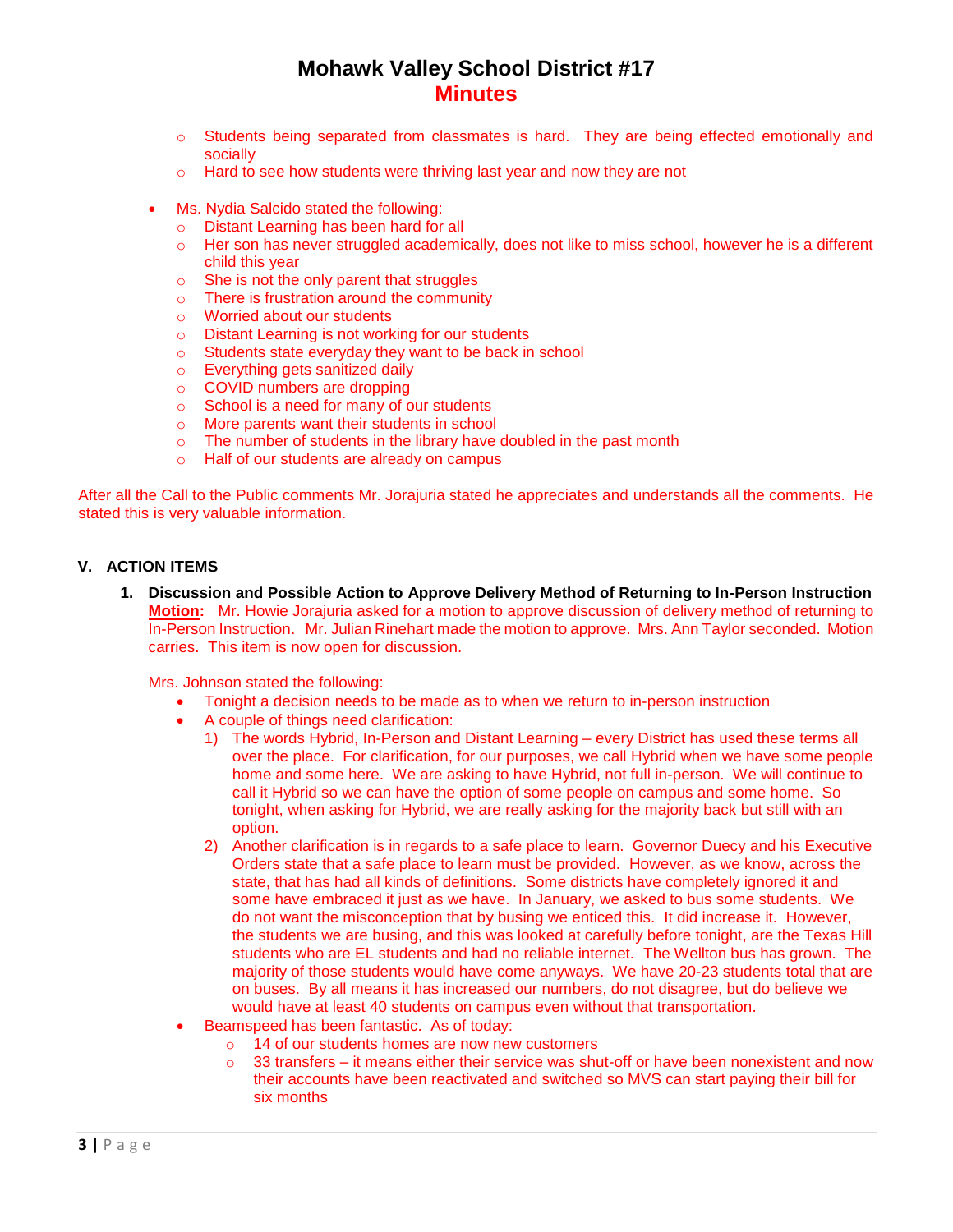- Students being separated from classmates is hard. They are being effected emotionally and socially
- Hard to see how students were thriving last year and now they are not

- Ms. Nydia Salcido stated the following:
  - Distant Learning has been hard for all
  - Her son has never struggled academically, does not like to miss school, however he is a different child this year
  - She is not the only parent that struggles
  - There is frustration around the community
  - Worried about our students
  - Distant Learning is not working for our students
  - Students state everyday they want to be back in school
  - Everything gets sanitized daily
  - COVID numbers are dropping
  - School is a need for many of our students
  - More parents want their students in school
  - The number of students in the library have doubled in the past month
  - Half of our students are already on campus

After all the Call to the Public comments Mr. Jorajuria stated he appreciates and understands all the comments. He stated this is very valuable information.

## V. ACTION ITEMS

1. **Discussion and Possible Action to Approve Delivery Method of Returning to In-Person Instruction**
   **Motion:** Mr. Howie Jorajuria asked for a motion to approve discussion of delivery method of returning to In-Person Instruction. Mr. Julian Rinehart made the motion to approve. Mrs. Ann Taylor seconded. Motion carries. This item is now open for discussion.

   Mrs. Johnson stated the following:
   - Tonight a decision needs to be made as to when we return to in-person instruction
   - A couple of things need clarification:
     1) The words Hybrid, In-Person and Distant Learning – every District has used these terms all over the place. For clarification, for our purposes, we call Hybrid when we have some people home and some here. We are asking to have Hybrid, not full in-person. We will continue to call it Hybrid so we can have the option of some people on campus and some home. So tonight, when asking for Hybrid, we are really asking for the majority back but still with an option.
     2) Another clarification is in regards to a safe place to learn. Governor Duecy and his Executive Orders state that a safe place to learn must be provided. However, as we know, across the state, that has had all kinds of definitions. Some districts have completely ignored it and some have embraced it just as we have. In January, we asked to bus some students. We do not want the misconception that by busing we enticed this. It did increase it. However, the students we are busing, and this was looked at carefully before tonight, are the Texas Hill students who are EL students and had no reliable internet. The Wellton bus has grown. The majority of those students would have come anyways. We have 20-23 students total that are on buses. By all means it has increased our numbers, do not disagree, but do believe we would have at least 40 students on campus even without that transportation.
   - Beamspeed has been fantastic. As of today:
     - 14 of our students homes are now new customers
     - 33 transfers – it means either their service was shut-off or have been nonexistent and now their accounts have been reactivated and switched so MVS can start paying their bill for six months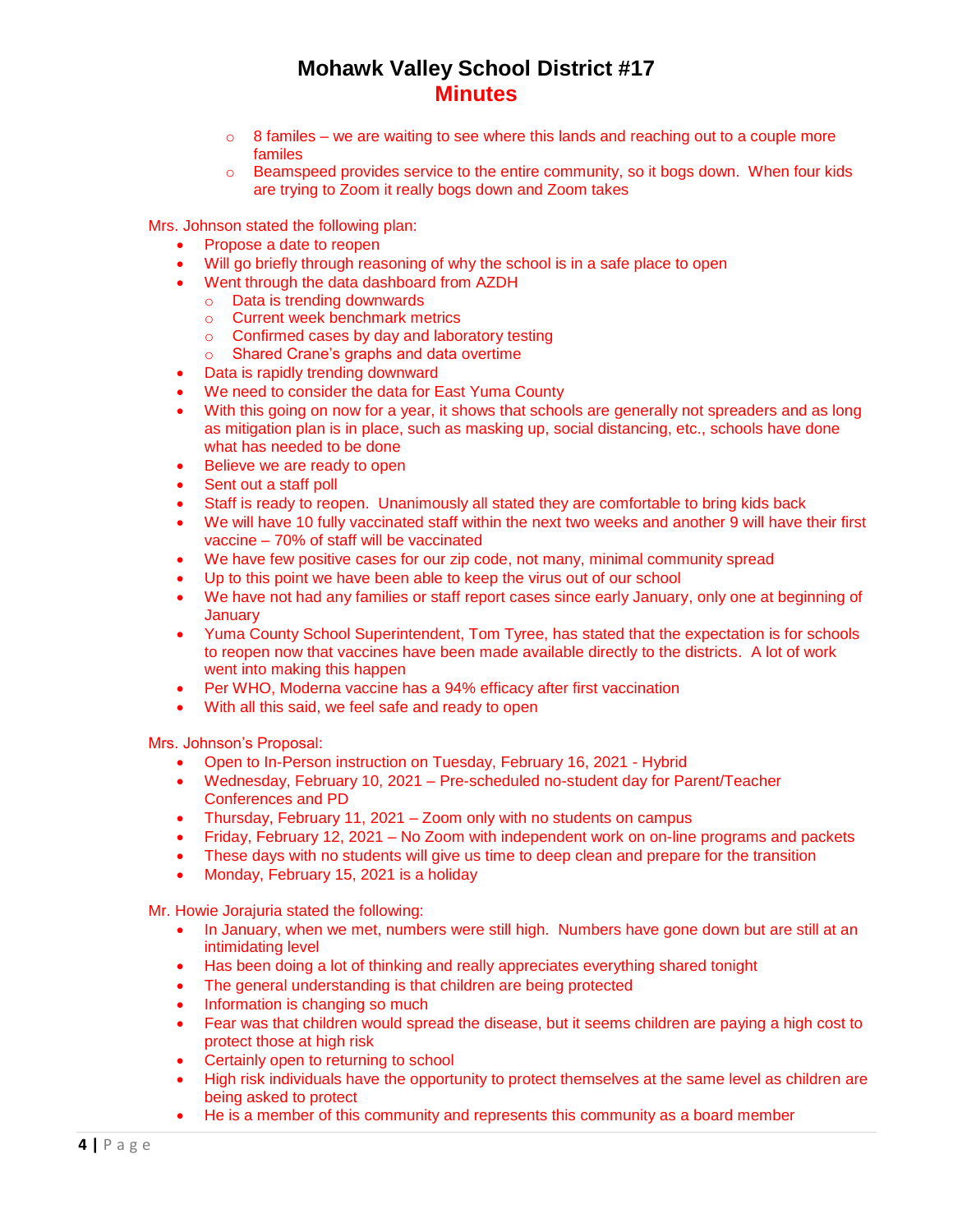- 8 familes – we are waiting to see where this lands and reaching out to a couple more familes
- Beamspeed provides service to the entire community, so it bogs down. When four kids are trying to Zoom it really bogs down and Zoom takes

Mrs. Johnson stated the following plan:

- Propose a date to reopen
- Will go briefly through reasoning of why the school is in a safe place to open
- Went through the data dashboard from AZDH
  - Data is trending downwards
  - Current week benchmark metrics
  - Confirmed cases by day and laboratory testing
  - Shared Crane's graphs and data overtime
- Data is rapidly trending downward
- We need to consider the data for East Yuma County
- With this going on now for a year, it shows that schools are generally not spreaders and as long as mitigation plan is in place, such as masking up, social distancing, etc., schools have done what has needed to be done
- Believe we are ready to open
- Sent out a staff poll
- Staff is ready to reopen. Unanimously all stated they are comfortable to bring kids back
- We will have 10 fully vaccinated staff within the next two weeks and another 9 will have their first vaccine – 70% of staff will be vaccinated
- We have few positive cases for our zip code, not many, minimal community spread
- Up to this point we have been able to keep the virus out of our school
- We have not had any families or staff report cases since early January, only one at beginning of January
- Yuma County School Superintendent, Tom Tyree, has stated that the expectation is for schools to reopen now that vaccines have been made available directly to the districts. A lot of work went into making this happen
- Per WHO, Moderna vaccine has a 94% efficacy after first vaccination
- With all this said, we feel safe and ready to open

Mrs. Johnson's Proposal:

- Open to In-Person instruction on Tuesday, February 16, 2021 - Hybrid
- Wednesday, February 10, 2021 – Pre-scheduled no-student day for Parent/Teacher Conferences and PD
- Thursday, February 11, 2021 – Zoom only with no students on campus
- Friday, February 12, 2021 – No Zoom with independent work on on-line programs and packets
- These days with no students will give us time to deep clean and prepare for the transition
- Monday, February 15, 2021 is a holiday

Mr. Howie Jorajuria stated the following:

- In January, when we met, numbers were still high. Numbers have gone down but are still at an intimidating level
- Has been doing a lot of thinking and really appreciates everything shared tonight
- The general understanding is that children are being protected
- Information is changing so much
- Fear was that children would spread the disease, but it seems children are paying a high cost to protect those at high risk
- Certainly open to returning to school
- High risk individuals have the opportunity to protect themselves at the same level as children are being asked to protect
- He is a member of this community and represents this community as a board member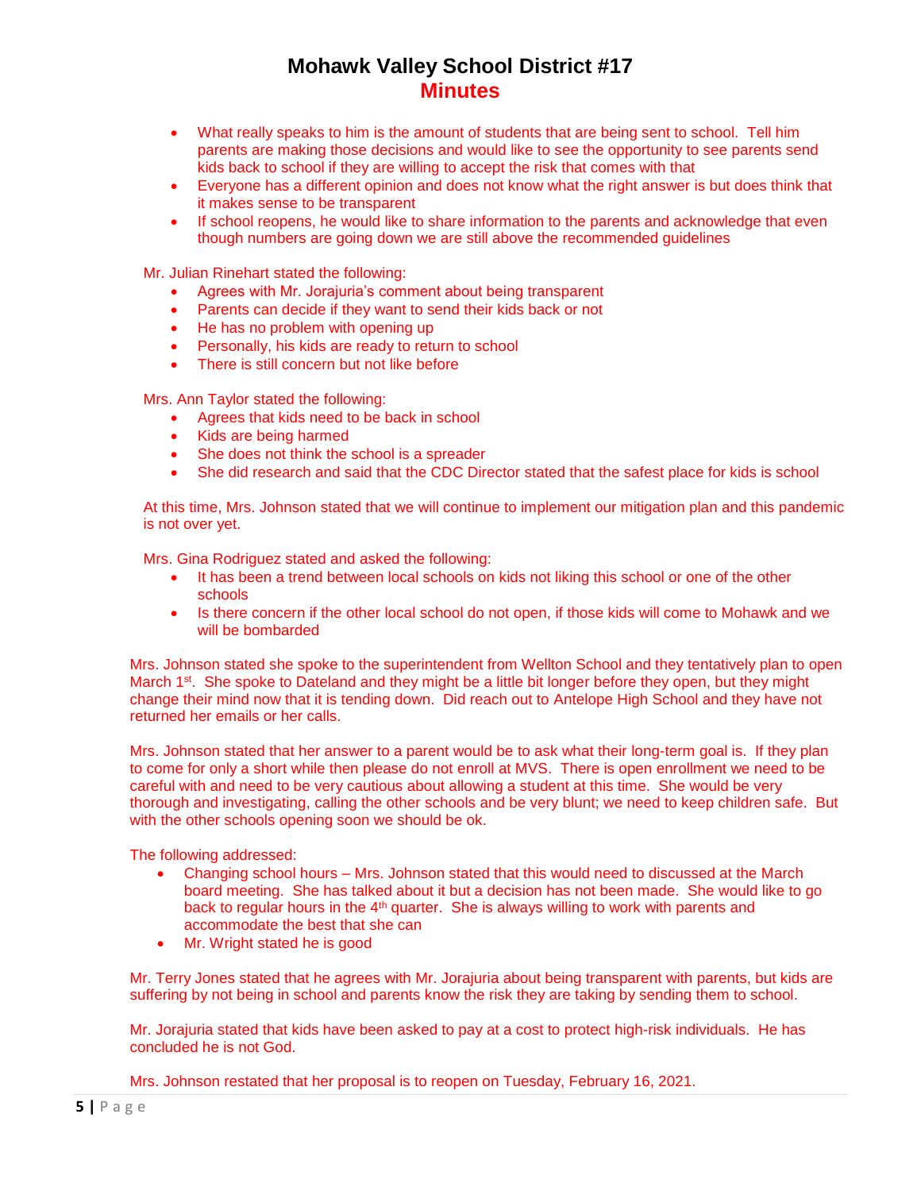- What really speaks to him is the amount of students that are being sent to school. Tell him parents are making those decisions and would like to see the opportunity to see parents send kids back to school if they are willing to accept the risk that comes with that
- Everyone has a different opinion and does not know what the right answer is but does think that it makes sense to be transparent
- If school reopens, he would like to share information to the parents and acknowledge that even though numbers are going down we are still above the recommended guidelines

Mr. Julian Rinehart stated the following:

- Agrees with Mr. Jorajuria's comment about being transparent
- Parents can decide if they want to send their kids back or not
- He has no problem with opening up
- Personally, his kids are ready to return to school
- There is still concern but not like before

Mrs. Ann Taylor stated the following:

- Agrees that kids need to be back in school
- Kids are being harmed
- She does not think the school is a spreader
- She did research and said that the CDC Director stated that the safest place for kids is school

At this time, Mrs. Johnson stated that we will continue to implement our mitigation plan and this pandemic is not over yet.

Mrs. Gina Rodriguez stated and asked the following:

- It has been a trend between local schools on kids not liking this school or one of the other schools
- Is there concern if the other local school do not open, if those kids will come to Mohawk and we will be bombarded

Mrs. Johnson stated she spoke to the superintendent from Wellton School and they tentatively plan to open March 1st. She spoke to Dateland and they might be a little bit longer before they open, but they might change their mind now that it is tending down. Did reach out to Antelope High School and they have not returned her emails or her calls.

Mrs. Johnson stated that her answer to a parent would be to ask what their long-term goal is. If they plan to come for only a short while then please do not enroll at MVS. There is open enrollment we need to be careful with and need to be very cautious about allowing a student at this time. She would be very thorough and investigating, calling the other schools and be very blunt; we need to keep children safe. But with the other schools opening soon we should be ok.

The following addressed:

- Changing school hours – Mrs. Johnson stated that this would need to discussed at the March board meeting. She has talked about it but a decision has not been made. She would like to go back to regular hours in the 4th quarter. She is always willing to work with parents and accommodate the best that she can
- Mr. Wright stated he is good

Mr. Terry Jones stated that he agrees with Mr. Jorajuria about being transparent with parents, but kids are suffering by not being in school and parents know the risk they are taking by sending them to school.

Mr. Jorajuria stated that kids have been asked to pay at a cost to protect high-risk individuals. He has concluded he is not God.

Mrs. Johnson restated that her proposal is to reopen on Tuesday, February 16, 2021.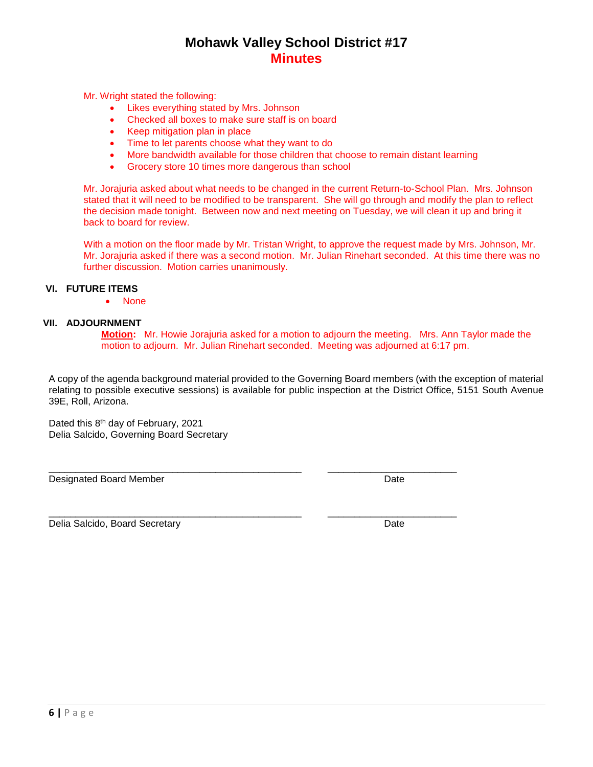# Mohawk Valley School District #17

## Minutes

Mr. Wright stated the following:

- Likes everything stated by Mrs. Johnson
- Checked all boxes to make sure staff is on board
- Keep mitigation plan in place
- Time to let parents choose what they want to do
- More bandwidth available for those children that choose to remain distant learning
- Grocery store 10 times more dangerous than school

Mr. Jorajuria asked about what needs to be changed in the current Return-to-School Plan. Mrs. Johnson stated that it will need to be modified to be transparent. She will go through and modify the plan to reflect the decision made tonight. Between now and next meeting on Tuesday, we will clean it up and bring it back to board for review.

With a motion on the floor made by Mr. Tristan Wright, to approve the request made by Mrs. Johnson, Mr. Mr. Jorajuria asked if there was a second motion. Mr. Julian Rinehart seconded. At this time there was no further discussion. Motion carries unanimously.

### VI. FUTURE ITEMS

- None

### VII. ADJOURNMENT

**Motion:** Mr. Howie Jorajuria asked for a motion to adjourn the meeting. Mrs. Ann Taylor made the motion to adjourn. Mr. Julian Rinehart seconded. Meeting was adjourned at 6:17 pm.

A copy of the agenda background material provided to the Governing Board members (with the exception of material relating to possible executive sessions) is available for public inspection at the District Office, 5151 South Avenue 39E, Roll, Arizona.

Dated this 8th day of February, 2021
Delia Salcido, Governing Board Secretary

______________________________________________ ________________________
Designated Board Member Date

______________________________________________ ________________________
Delia Salcido, Board Secretary Date